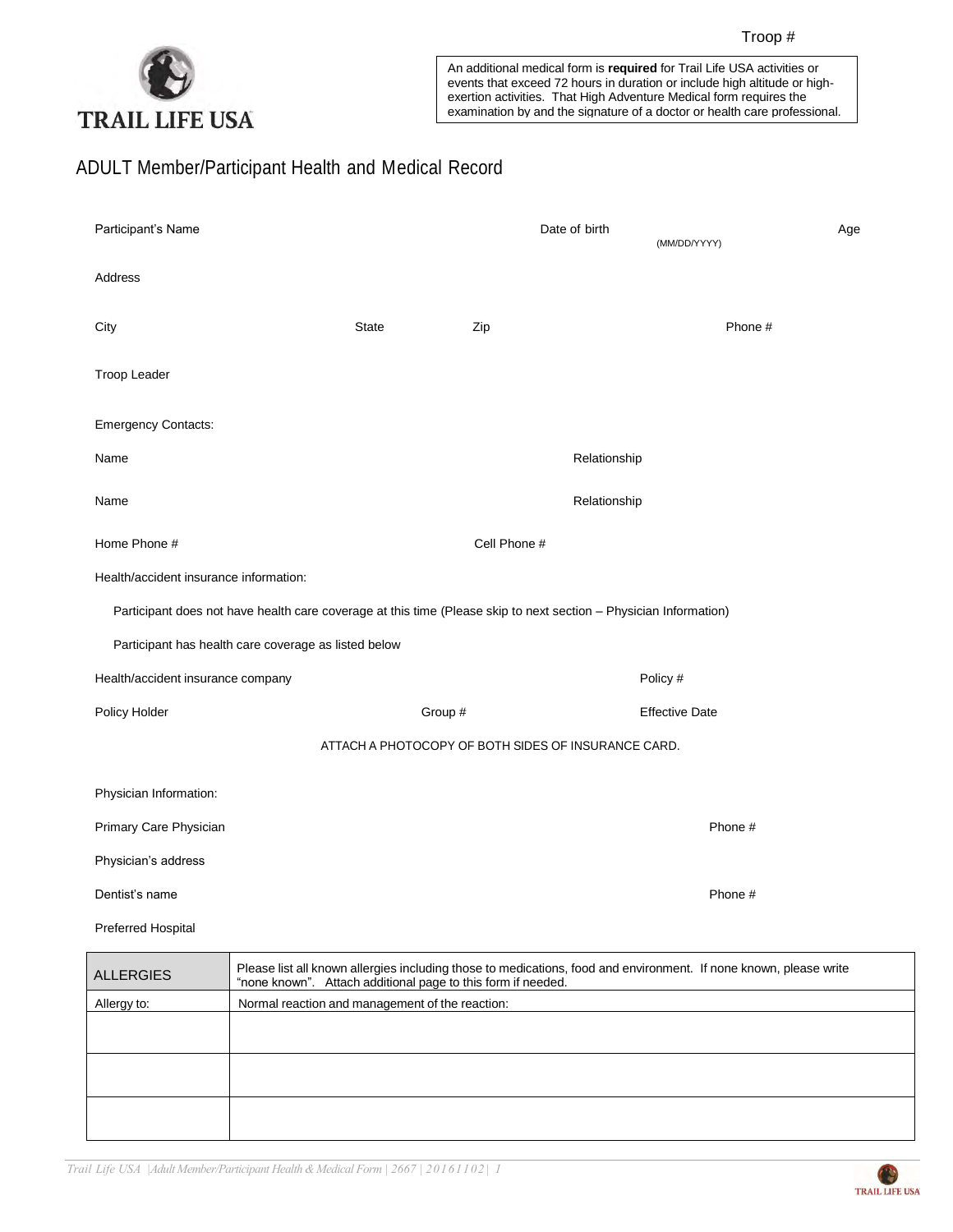Troop #

TRAIL LIFE USA

An additional medical form is **required** for Trail Life USA activities or events that exceed 72 hours in duration or include high altitude or high-exertion activities. That High Adventure Medical form requires the examination by and the signature of a doctor or health care professional.

# ADULT Member/Participant Health and Medical Record

Participant's Name Date of birth (MM/DD/YYYY) Age

Address

City State Zip Phone #

Troop Leader

Emergency Contacts:

Name Relationship

Name Relationship

Home Phone # Cell Phone #

Health/accident insurance information:

Participant does not have health care coverage at this time (Please skip to next section – Physician Information)

Participant has health care coverage as listed below

Health/accident insurance company Policy #

Policy Holder Group # Effective Date

ATTACH A PHOTOCOPY OF BOTH SIDES OF INSURANCE CARD.

Physician Information:

Primary Care Physician Phone #

Physician's address

Dentist's name Phone #

Preferred Hospital

| ALLERGIES | Please list all known allergies including those to medications, food and environment. If none known, please write "none known". Attach additional page to this form if needed. |
|---|---|
| Allergy to: | Normal reaction and management of the reaction: |
| | |
| | |
| | |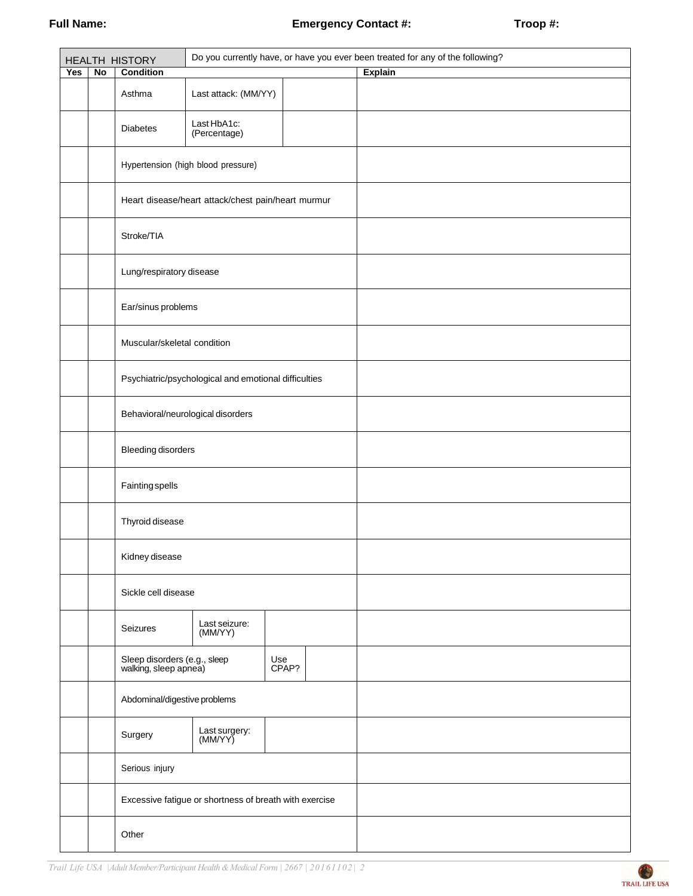**Full Name:** **Emergency Contact #:** **Troop #:**

| HEALTH HISTORY | | Do you currently have, or have you ever been treated for any of the following? | | | |
|---|---|---|---|---|---|
| **Yes** | **No** | **Condition** | | | **Explain** |
| | | Asthma | Last attack: (MM/YY) | | |
| | | Diabetes | Last HbA1c: (Percentage) | | |
| | | Hypertension (high blood pressure) | | | |
| | | Heart disease/heart attack/chest pain/heart murmur | | | |
| | | Stroke/TIA | | | |
| | | Lung/respiratory disease | | | |
| | | Ear/sinus problems | | | |
| | | Muscular/skeletal condition | | | |
| | | Psychiatric/psychological and emotional difficulties | | | |
| | | Behavioral/neurological disorders | | | |
| | | Bleeding disorders | | | |
| | | Fainting spells | | | |
| | | Thyroid disease | | | |
| | | Kidney disease | | | |
| | | Sickle cell disease | | | |
| | | Seizures | Last seizure: (MM/YY) | | |
| | | Sleep disorders (e.g., sleep walking, sleep apnea) | Use CPAP? | | |
| | | Abdominal/digestive problems | | | |
| | | Surgery | Last surgery: (MM/YY) | | |
| | | Serious injury | | | |
| | | Excessive fatigue or shortness of breath with exercise | | | |
| | | Other | | | |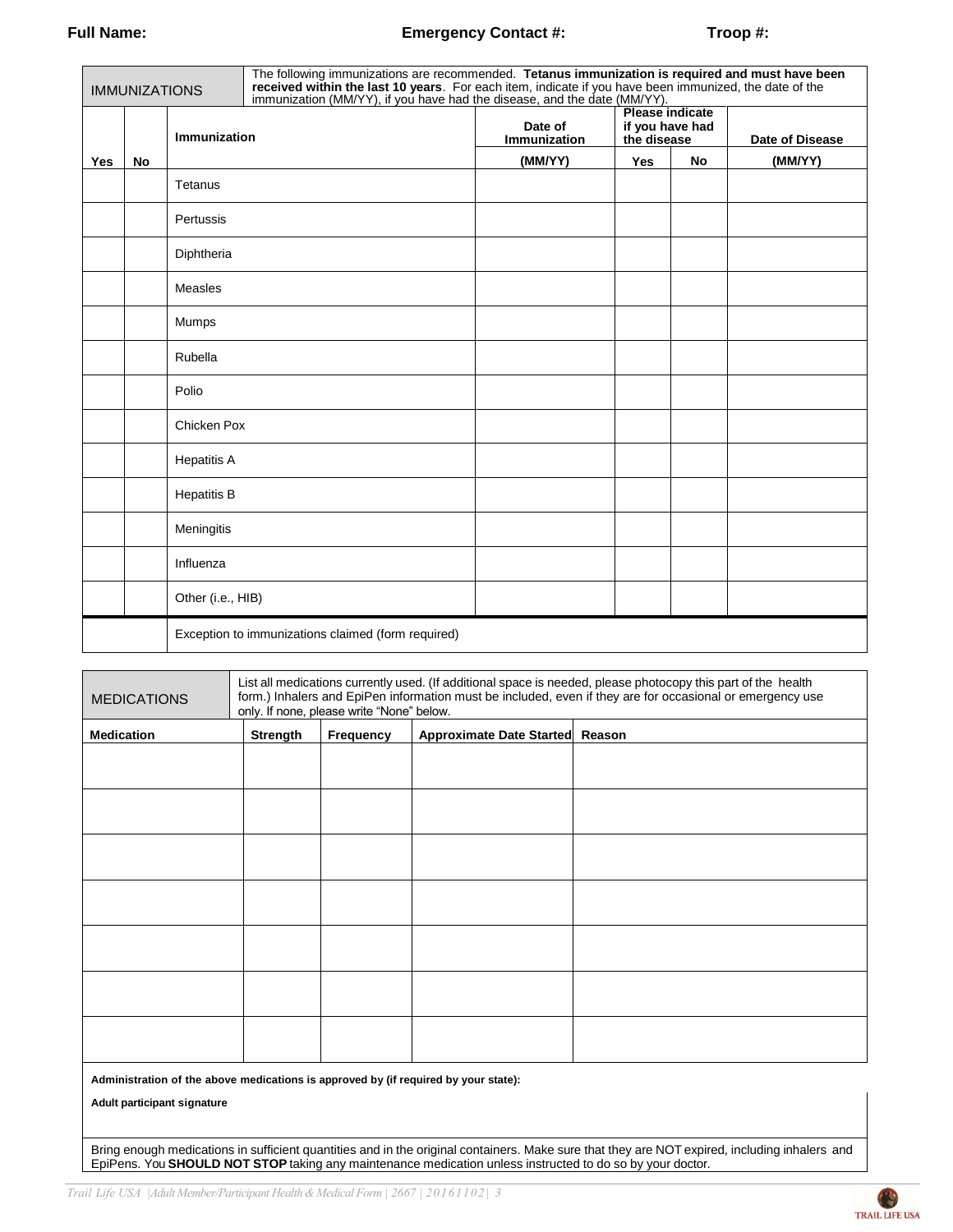**Full Name:** **Emergency Contact #:** **Troop #:**

| IMMUNIZATIONS | | The following immunizations are recommended. **Tetanus immunization is required and must have been received within the last 10 years**. For each item, indicate if you have been immunized, the date of the immunization (MM/YY), if you have had the disease, and the date (MM/YY). | | | | |
|---|---|---|---|---|---|---|
| | | **Immunization** | **Date of Immunization** | **Please indicate if you have had the disease** | | **Date of Disease** |
| **Yes** | **No** | | **(MM/YY)** | **Yes** | **No** | **(MM/YY)** |
| | | Tetanus | | | | |
| | | Pertussis | | | | |
| | | Diphtheria | | | | |
| | | Measles | | | | |
| | | Mumps | | | | |
| | | Rubella | | | | |
| | | Polio | | | | |
| | | Chicken Pox | | | | |
| | | Hepatitis A | | | | |
| | | Hepatitis B | | | | |
| | | Meningitis | | | | |
| | | Influenza | | | | |
| | | Other (i.e., HIB) | | | | |
| | | Exception to immunizations claimed (form required) | | | | |

| MEDICATIONS | List all medications currently used. (If additional space is needed, please photocopy this part of the health form.) Inhalers and EpiPen information must be included, even if they are for occasional or emergency use only. If none, please write "None" below. | | | |
|---|---|---|---|---|
| **Medication** | **Strength** | **Frequency** | **Approximate Date Started** | **Reason** |
| | | | | |
| | | | | |
| | | | | |
| | | | | |
| | | | | |
| | | | | |
| | | | | |

**Administration of the above medications is approved by (if required by your state):**

**Adult participant signature**

Bring enough medications in sufficient quantities and in the original containers. Make sure that they are NOT expired, including inhalers and EpiPens. You **SHOULD NOT STOP** taking any maintenance medication unless instructed to do so by your doctor.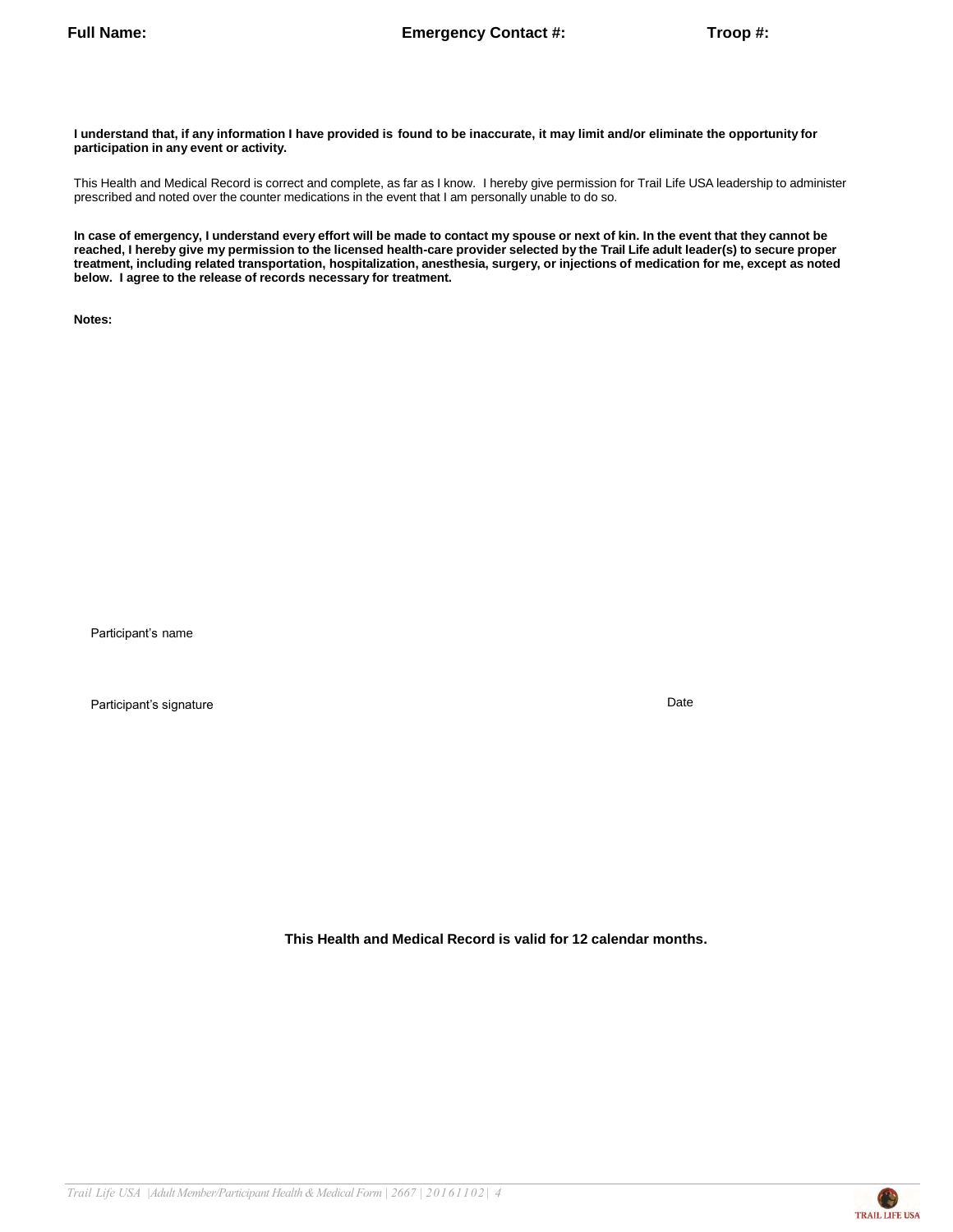**Full Name:** **Emergency Contact #:** **Troop #:**

**I understand that, if any information I have provided is found to be inaccurate, it may limit and/or eliminate the opportunity for participation in any event or activity.**

This Health and Medical Record is correct and complete, as far as I know. I hereby give permission for Trail Life USA leadership to administer prescribed and noted over the counter medications in the event that I am personally unable to do so.

**In case of emergency, I understand every effort will be made to contact my spouse or next of kin. In the event that they cannot be reached, I hereby give my permission to the licensed health-care provider selected by the Trail Life adult leader(s) to secure proper treatment, including related transportation, hospitalization, anesthesia, surgery, or injections of medication for me, except as noted below. I agree to the release of records necessary for treatment.**

**Notes:**

Participant's name

Participant's signature

Date

**This Health and Medical Record is valid for 12 calendar months.**